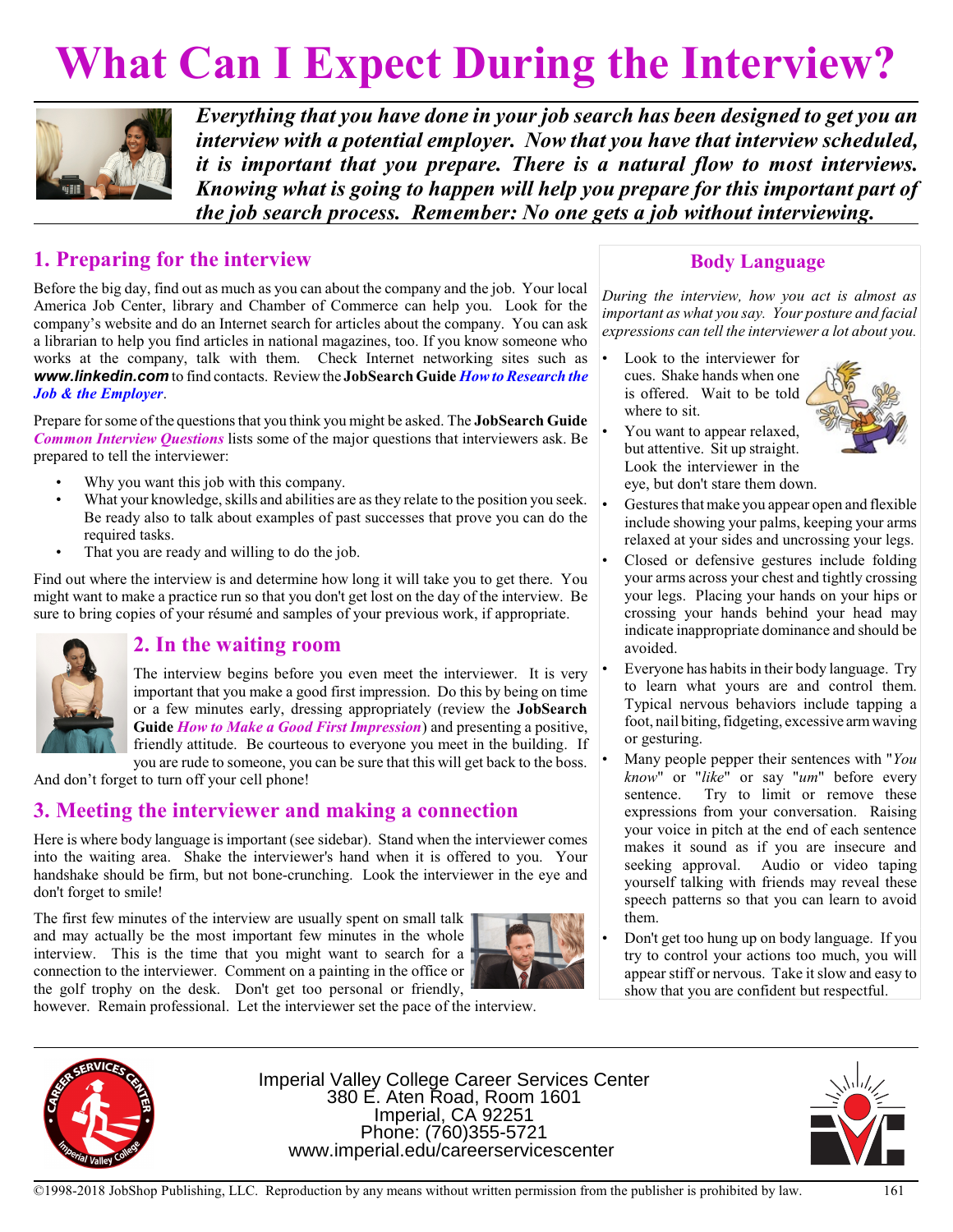# What Can I Expect During the Interview?

***Everything that you have done in your job search has been designed to get you an interview with a potential employer. Now that you have that interview scheduled, it is important that you prepare. There is a natural flow to most interviews. Knowing what is going to happen will help you prepare for this important part of the job search process. Remember: No one gets a job without interviewing.***

## 1. Preparing for the interview

Before the big day, find out as much as you can about the company and the job. Your local America Job Center, library and Chamber of Commerce can help you. Look for the company's website and do an Internet search for articles about the company. You can ask a librarian to help you find articles in national magazines, too. If you know someone who works at the company, talk with them. Check Internet networking sites such as ***www.linkedin.com*** to find contacts. Review the **JobSearch Guide** ***How to Research the Job & the Employer***.

Prepare for some of the questions that you think you might be asked. The **JobSearch Guide** ***Common Interview Questions*** lists some of the major questions that interviewers ask. Be prepared to tell the interviewer:

- Why you want this job with this company.
- What your knowledge, skills and abilities are as they relate to the position you seek. Be ready also to talk about examples of past successes that prove you can do the required tasks.
- That you are ready and willing to do the job.

Find out where the interview is and determine how long it will take you to get there. You might want to make a practice run so that you don't get lost on the day of the interview. Be sure to bring copies of your résumé and samples of your previous work, if appropriate.

## 2. In the waiting room

The interview begins before you even meet the interviewer. It is very important that you make a good first impression. Do this by being on time or a few minutes early, dressing appropriately (review the **JobSearch Guide** ***How to Make a Good First Impression***) and presenting a positive, friendly attitude. Be courteous to everyone you meet in the building. If you are rude to someone, you can be sure that this will get back to the boss. And don't forget to turn off your cell phone!

## 3. Meeting the interviewer and making a connection

Here is where body language is important (see sidebar). Stand when the interviewer comes into the waiting area. Shake the interviewer's hand when it is offered to you. Your handshake should be firm, but not bone-crunching. Look the interviewer in the eye and don't forget to smile!

The first few minutes of the interview are usually spent on small talk and may actually be the most important few minutes in the whole interview. This is the time that you might want to search for a connection to the interviewer. Comment on a painting in the office or the golf trophy on the desk. Don't get too personal or friendly, however. Remain professional. Let the interviewer set the pace of the interview.

### Body Language

*During the interview, how you act is almost as important as what you say. Your posture and facial expressions can tell the interviewer a lot about you.*

- Look to the interviewer for cues. Shake hands when one is offered. Wait to be told where to sit.
- You want to appear relaxed, but attentive. Sit up straight. Look the interviewer in the eye, but don't stare them down.
- Gestures that make you appear open and flexible include showing your palms, keeping your arms relaxed at your sides and uncrossing your legs.
- Closed or defensive gestures include folding your arms across your chest and tightly crossing your legs. Placing your hands on your hips or crossing your hands behind your head may indicate inappropriate dominance and should be avoided.
- Everyone has habits in their body language. Try to learn what yours are and control them. Typical nervous behaviors include tapping a foot, nail biting, fidgeting, excessive arm waving or gesturing.
- Many people pepper their sentences with "*You know*" or "*like*" or say "*um*" before every sentence. Try to limit or remove these expressions from your conversation. Raising your voice in pitch at the end of each sentence makes it sound as if you are insecure and seeking approval. Audio or video taping yourself talking with friends may reveal these speech patterns so that you can learn to avoid them.
- Don't get too hung up on body language. If you try to control your actions too much, you will appear stiff or nervous. Take it slow and easy to show that you are confident but respectful.

Imperial Valley College Career Services Center
380 E. Aten Road, Room 1601
Imperial, CA 92251
Phone: (760)355-5721
www.imperial.edu/careerservicescenter

©1998-2018 JobShop Publishing, LLC. Reproduction by any means without written permission from the publisher is prohibited by law.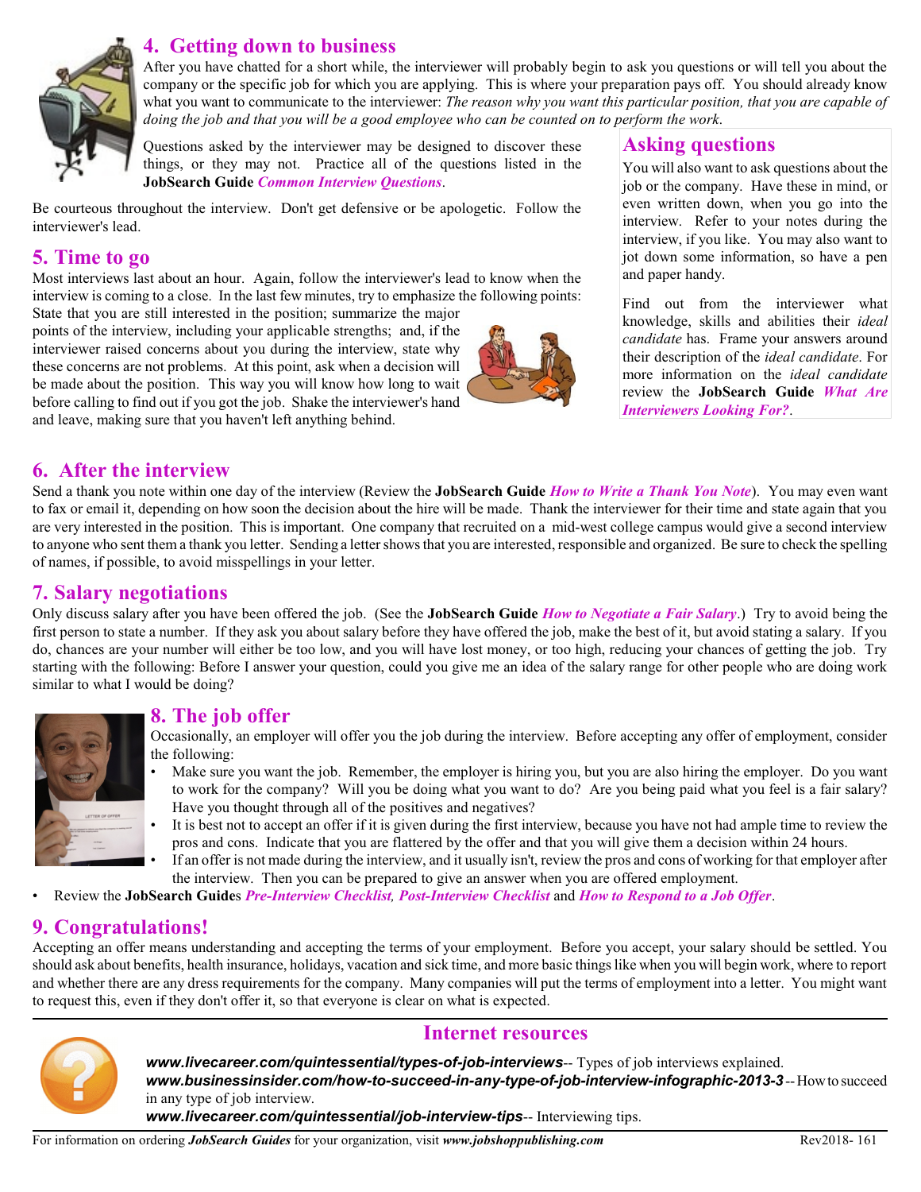## 4. Getting down to business

After you have chatted for a short while, the interviewer will probably begin to ask you questions or will tell you about the company or the specific job for which you are applying. This is where your preparation pays off. You should already know what you want to communicate to the interviewer: *The reason why you want this particular position, that you are capable of doing the job and that you will be a good employee who can be counted on to perform the work.*

Questions asked by the interviewer may be designed to discover these things, or they may not. Practice all of the questions listed in the **JobSearch Guide** ***Common Interview Questions***.

Be courteous throughout the interview. Don't get defensive or be apologetic. Follow the interviewer's lead.

## Asking questions

You will also want to ask questions about the job or the company. Have these in mind, or even written down, when you go into the interview. Refer to your notes during the interview, if you like. You may also want to jot down some information, so have a pen and paper handy.

Find out from the interviewer what knowledge, skills and abilities their *ideal candidate* has. Frame your answers around their description of the *ideal candidate*. For more information on the *ideal candidate* review the **JobSearch Guide** ***What Are Interviewers Looking For?***.

## 5. Time to go

Most interviews last about an hour. Again, follow the interviewer's lead to know when the interview is coming to a close. In the last few minutes, try to emphasize the following points: State that you are still interested in the position; summarize the major points of the interview, including your applicable strengths; and, if the interviewer raised concerns about you during the interview, state why these concerns are not problems. At this point, ask when a decision will be made about the position. This way you will know how long to wait before calling to find out if you got the job. Shake the interviewer's hand and leave, making sure that you haven't left anything behind.

## 6. After the interview

Send a thank you note within one day of the interview (Review the **JobSearch Guide** ***How to Write a Thank You Note***). You may even want to fax or email it, depending on how soon the decision about the hire will be made. Thank the interviewer for their time and state again that you are very interested in the position. This is important. One company that recruited on a mid-west college campus would give a second interview to anyone who sent them a thank you letter. Sending a letter shows that you are interested, responsible and organized. Be sure to check the spelling of names, if possible, to avoid misspellings in your letter.

## 7. Salary negotiations

Only discuss salary after you have been offered the job. (See the **JobSearch Guide** ***How to Negotiate a Fair Salary***.) Try to avoid being the first person to state a number. If they ask you about salary before they have offered the job, make the best of it, but avoid stating a salary. If you do, chances are your number will either be too low, and you will have lost money, or too high, reducing your chances of getting the job. Try starting with the following: Before I answer your question, could you give me an idea of the salary range for other people who are doing work similar to what I would be doing?

## 8. The job offer

Occasionally, an employer will offer you the job during the interview. Before accepting any offer of employment, consider the following:

- Make sure you want the job. Remember, the employer is hiring you, but you are also hiring the employer. Do you want to work for the company? Will you be doing what you want to do? Are you being paid what you feel is a fair salary? Have you thought through all of the positives and negatives?
- It is best not to accept an offer if it is given during the first interview, because you have not had ample time to review the pros and cons. Indicate that you are flattered by the offer and that you will give them a decision within 24 hours.
- If an offer is not made during the interview, and it usually isn't, review the pros and cons of working for that employer after the interview. Then you can be prepared to give an answer when you are offered employment.
- Review the **JobSearch Guides** ***Pre-Interview Checklist, Post-Interview Checklist*** and ***How to Respond to a Job Offer***.

## 9. Congratulations!

Accepting an offer means understanding and accepting the terms of your employment. Before you accept, your salary should be settled. You should ask about benefits, health insurance, holidays, vacation and sick time, and more basic things like when you will begin work, where to report and whether there are any dress requirements for the company. Many companies will put the terms of employment into a letter. You might want to request this, even if they don't offer it, so that everyone is clear on what is expected.

## Internet resources

***www.livecareer.com/quintessential/types-of-job-interviews***-- Types of job interviews explained.
***www.businessinsider.com/how-to-succeed-in-any-type-of-job-interview-infographic-2013-3***-- How to succeed in any type of job interview.
***www.livecareer.com/quintessential/job-interview-tips***-- Interviewing tips.

For information on ordering ***JobSearch Guides*** for your organization, visit ***www.jobshoppublishing.com***